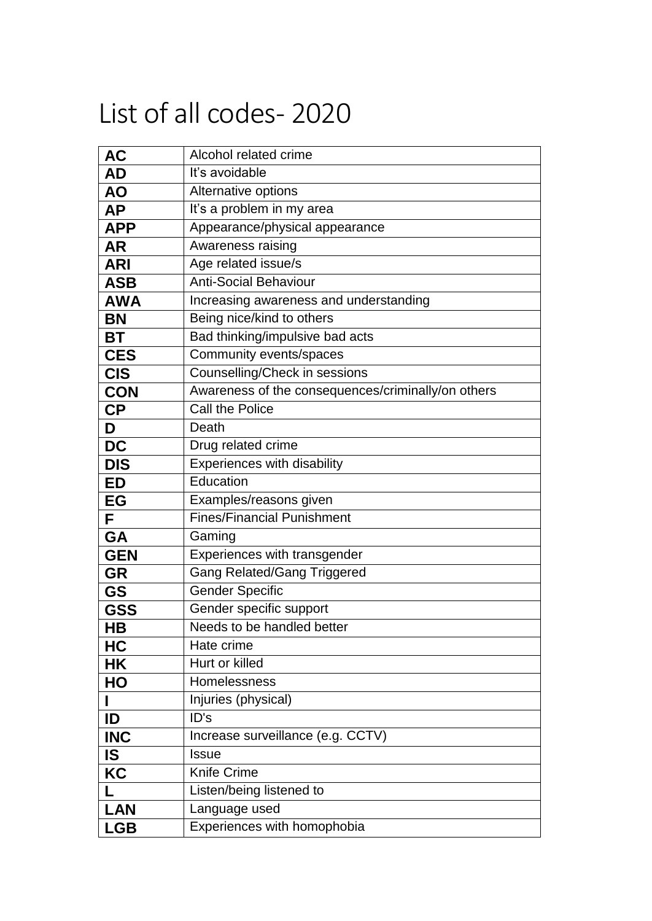# List of all codes- 2020

| Code | Description |
|---|---|
| **AC** | Alcohol related crime |
| **AD** | It's avoidable |
| **AO** | Alternative options |
| **AP** | It's a problem in my area |
| **APP** | Appearance/physical appearance |
| **AR** | Awareness raising |
| **ARI** | Age related issue/s |
| **ASB** | Anti-Social Behaviour |
| **AWA** | Increasing awareness and understanding |
| **BN** | Being nice/kind to others |
| **BT** | Bad thinking/impulsive bad acts |
| **CES** | Community events/spaces |
| **CIS** | Counselling/Check in sessions |
| **CON** | Awareness of the consequences/criminally/on others |
| **CP** | Call the Police |
| **D** | Death |
| **DC** | Drug related crime |
| **DIS** | Experiences with disability |
| **ED** | Education |
| **EG** | Examples/reasons given |
| **F** | Fines/Financial Punishment |
| **GA** | Gaming |
| **GEN** | Experiences with transgender |
| **GR** | Gang Related/Gang Triggered |
| **GS** | Gender Specific |
| **GSS** | Gender specific support |
| **HB** | Needs to be handled better |
| **HC** | Hate crime |
| **HK** | Hurt or killed |
| **HO** | Homelessness |
| **I** | Injuries (physical) |
| **ID** | ID's |
| **INC** | Increase surveillance (e.g. CCTV) |
| **IS** | Issue |
| **KC** | Knife Crime |
| **L** | Listen/being listened to |
| **LAN** | Language used |
| **LGB** | Experiences with homophobia |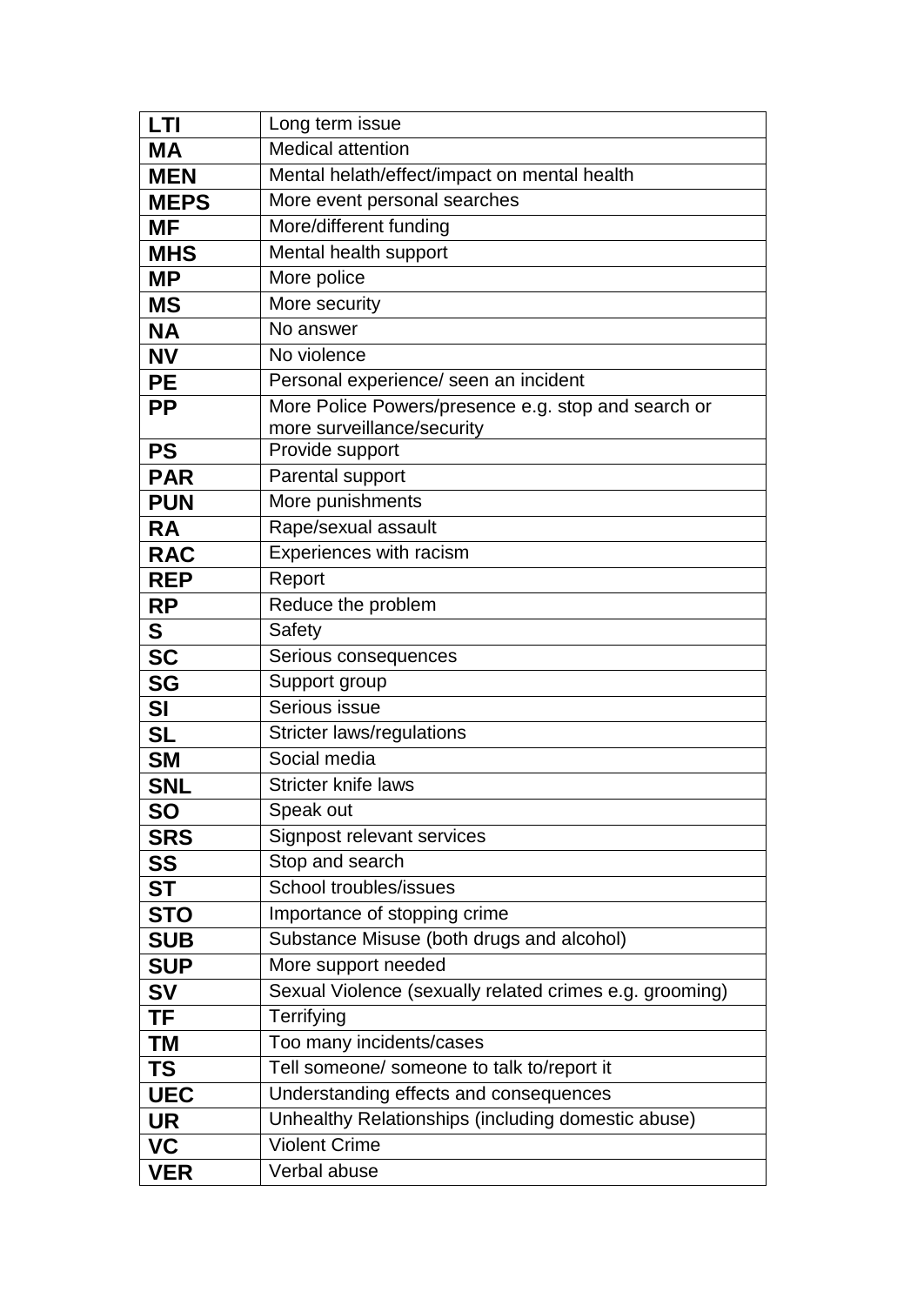| | |
|---|---|
| **LTI** | Long term issue |
| **MA** | Medical attention |
| **MEN** | Mental helath/effect/impact on mental health |
| **MEPS** | More event personal searches |
| **MF** | More/different funding |
| **MHS** | Mental health support |
| **MP** | More police |
| **MS** | More security |
| **NA** | No answer |
| **NV** | No violence |
| **PE** | Personal experience/ seen an incident |
| **PP** | More Police Powers/presence e.g. stop and search or more surveillance/security |
| **PS** | Provide support |
| **PAR** | Parental support |
| **PUN** | More punishments |
| **RA** | Rape/sexual assault |
| **RAC** | Experiences with racism |
| **REP** | Report |
| **RP** | Reduce the problem |
| **S** | Safety |
| **SC** | Serious consequences |
| **SG** | Support group |
| **SI** | Serious issue |
| **SL** | Stricter laws/regulations |
| **SM** | Social media |
| **SNL** | Stricter knife laws |
| **SO** | Speak out |
| **SRS** | Signpost relevant services |
| **SS** | Stop and search |
| **ST** | School troubles/issues |
| **STO** | Importance of stopping crime |
| **SUB** | Substance Misuse (both drugs and alcohol) |
| **SUP** | More support needed |
| **SV** | Sexual Violence (sexually related crimes e.g. grooming) |
| **TF** | Terrifying |
| **TM** | Too many incidents/cases |
| **TS** | Tell someone/ someone to talk to/report it |
| **UEC** | Understanding effects and consequences |
| **UR** | Unhealthy Relationships (including domestic abuse) |
| **VC** | Violent Crime |
| **VER** | Verbal abuse |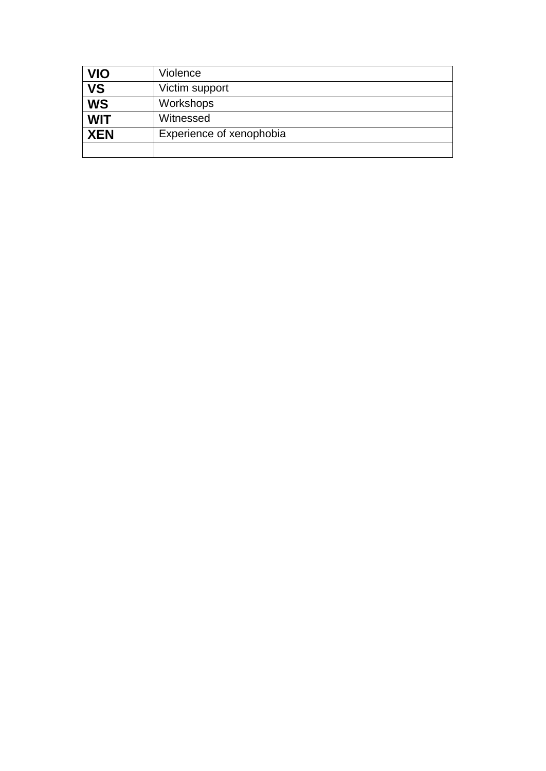| | |
|---|---|
| **VIO** | Violence |
| **VS** | Victim support |
| **WS** | Workshops |
| **WIT** | Witnessed |
| **XEN** | Experience of xenophobia |
| | |